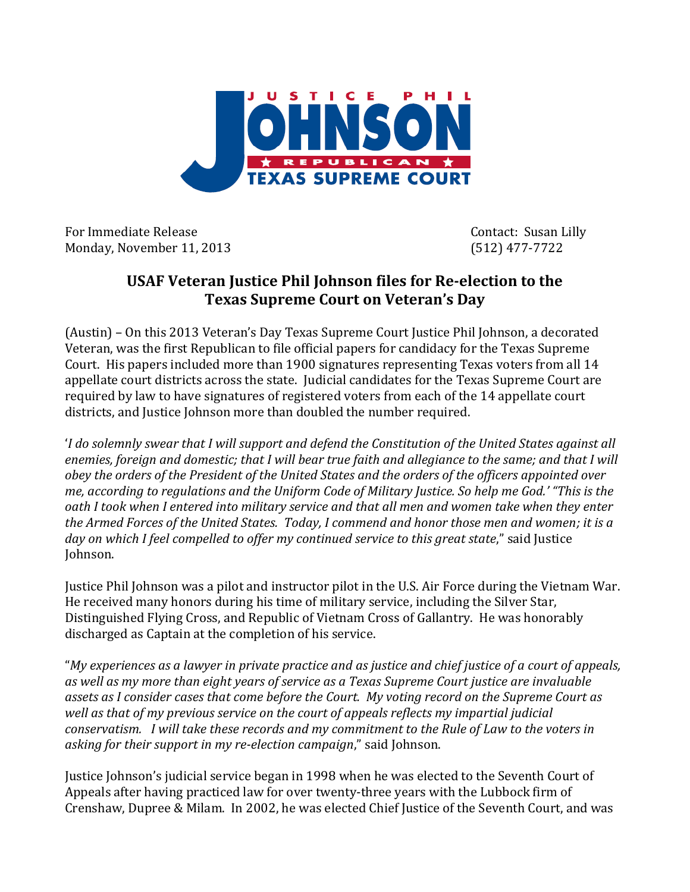JUSTICE PHIL
JOHNSON
★ REPUBLICAN ★
TEXAS SUPREME COURT

For Immediate Release
Monday, November 11, 2013

Contact: Susan Lilly
(512) 477-7722

## USAF Veteran Justice Phil Johnson files for Re-election to the Texas Supreme Court on Veteran's Day

(Austin) – On this 2013 Veteran's Day Texas Supreme Court Justice Phil Johnson, a decorated Veteran, was the first Republican to file official papers for candidacy for the Texas Supreme Court. His papers included more than 1900 signatures representing Texas voters from all 14 appellate court districts across the state. Judicial candidates for the Texas Supreme Court are required by law to have signatures of registered voters from each of the 14 appellate court districts, and Justice Johnson more than doubled the number required.

'*I do solemnly swear that I will support and defend the Constitution of the United States against all enemies, foreign and domestic; that I will bear true faith and allegiance to the same; and that I will obey the orders of the President of the United States and the orders of the officers appointed over me, according to regulations and the Uniform Code of Military Justice. So help me God.' "This is the oath I took when I entered into military service and that all men and women take when they enter the Armed Forces of the United States. Today, I commend and honor those men and women; it is a day on which I feel compelled to offer my continued service to this great state*," said Justice Johnson.

Justice Phil Johnson was a pilot and instructor pilot in the U.S. Air Force during the Vietnam War. He received many honors during his time of military service, including the Silver Star, Distinguished Flying Cross, and Republic of Vietnam Cross of Gallantry. He was honorably discharged as Captain at the completion of his service.

"*My experiences as a lawyer in private practice and as justice and chief justice of a court of appeals, as well as my more than eight years of service as a Texas Supreme Court justice are invaluable assets as I consider cases that come before the Court. My voting record on the Supreme Court as well as that of my previous service on the court of appeals reflects my impartial judicial conservatism. I will take these records and my commitment to the Rule of Law to the voters in asking for their support in my re-election campaign*," said Johnson.

Justice Johnson's judicial service began in 1998 when he was elected to the Seventh Court of Appeals after having practiced law for over twenty-three years with the Lubbock firm of Crenshaw, Dupree & Milam. In 2002, he was elected Chief Justice of the Seventh Court, and was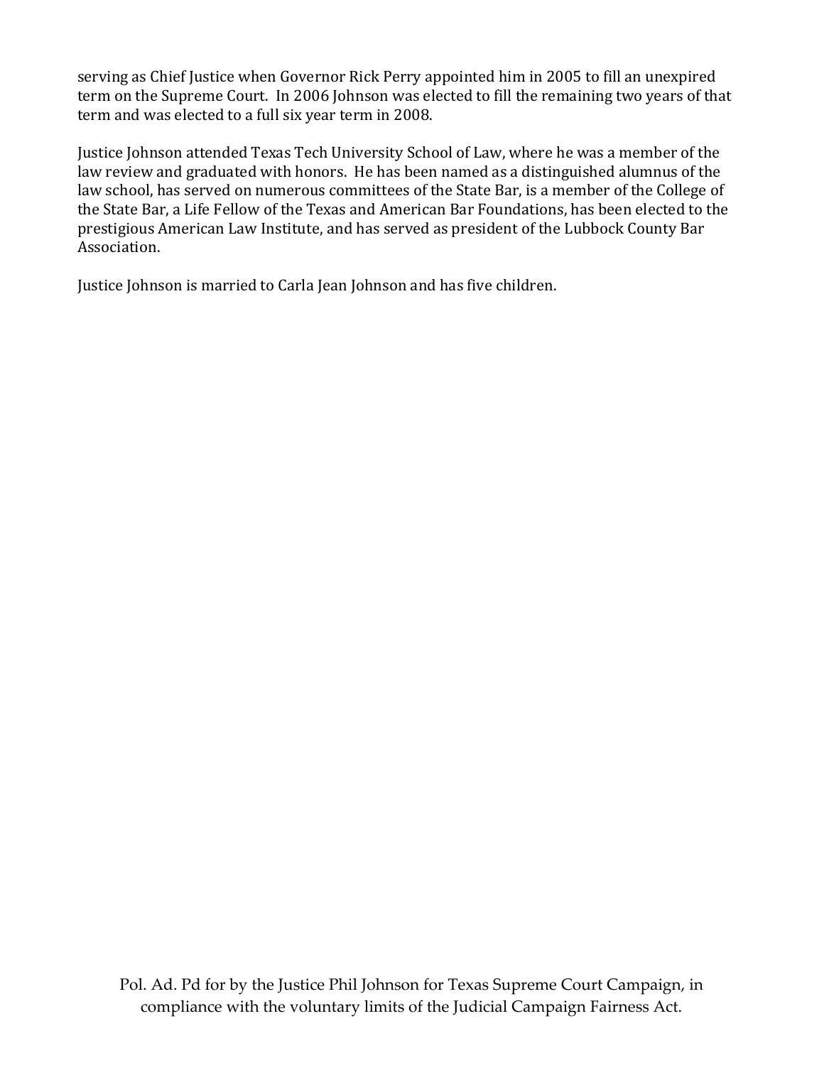serving as Chief Justice when Governor Rick Perry appointed him in 2005 to fill an unexpired term on the Supreme Court. In 2006 Johnson was elected to fill the remaining two years of that term and was elected to a full six year term in 2008.

Justice Johnson attended Texas Tech University School of Law, where he was a member of the law review and graduated with honors. He has been named as a distinguished alumnus of the law school, has served on numerous committees of the State Bar, is a member of the College of the State Bar, a Life Fellow of the Texas and American Bar Foundations, has been elected to the prestigious American Law Institute, and has served as president of the Lubbock County Bar Association.

Justice Johnson is married to Carla Jean Johnson and has five children.

Pol. Ad. Pd for by the Justice Phil Johnson for Texas Supreme Court Campaign, in compliance with the voluntary limits of the Judicial Campaign Fairness Act.